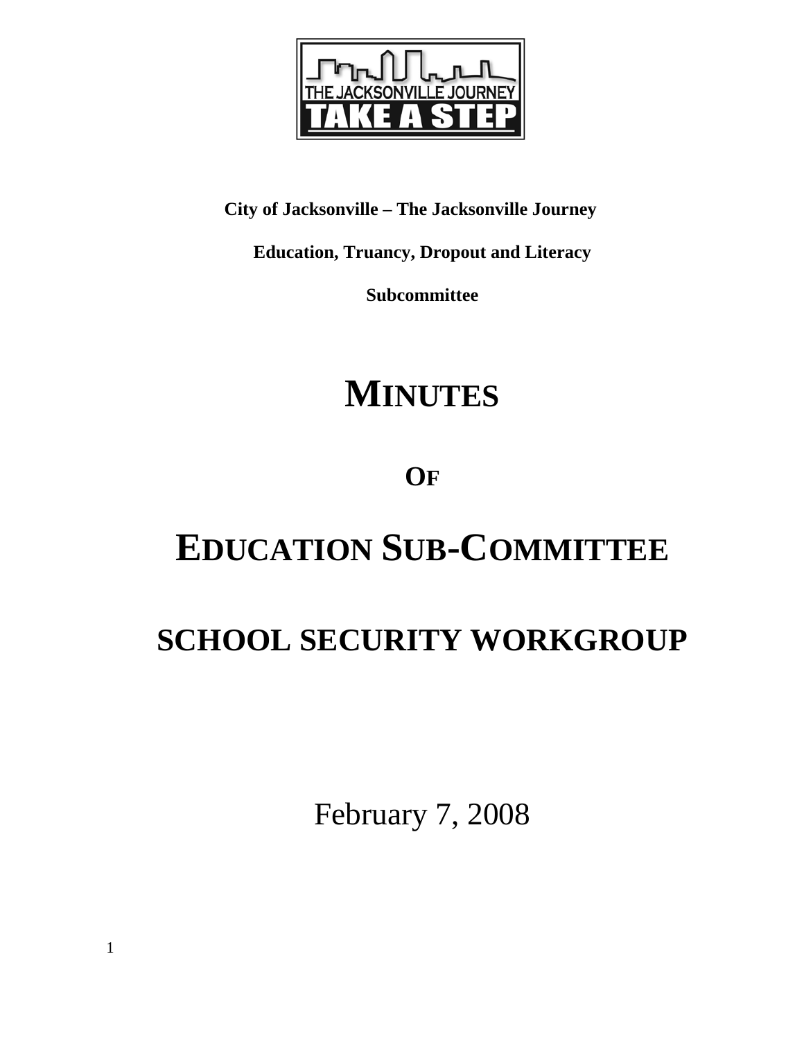**City of Jacksonville – The Jacksonville Journey**

**Education, Truancy, Dropout and Literacy**

**Subcommittee**

# MINUTES

# OF

# EDUCATION SUB-COMMITTEE

# SCHOOL SECURITY WORKGROUP

February 7, 2008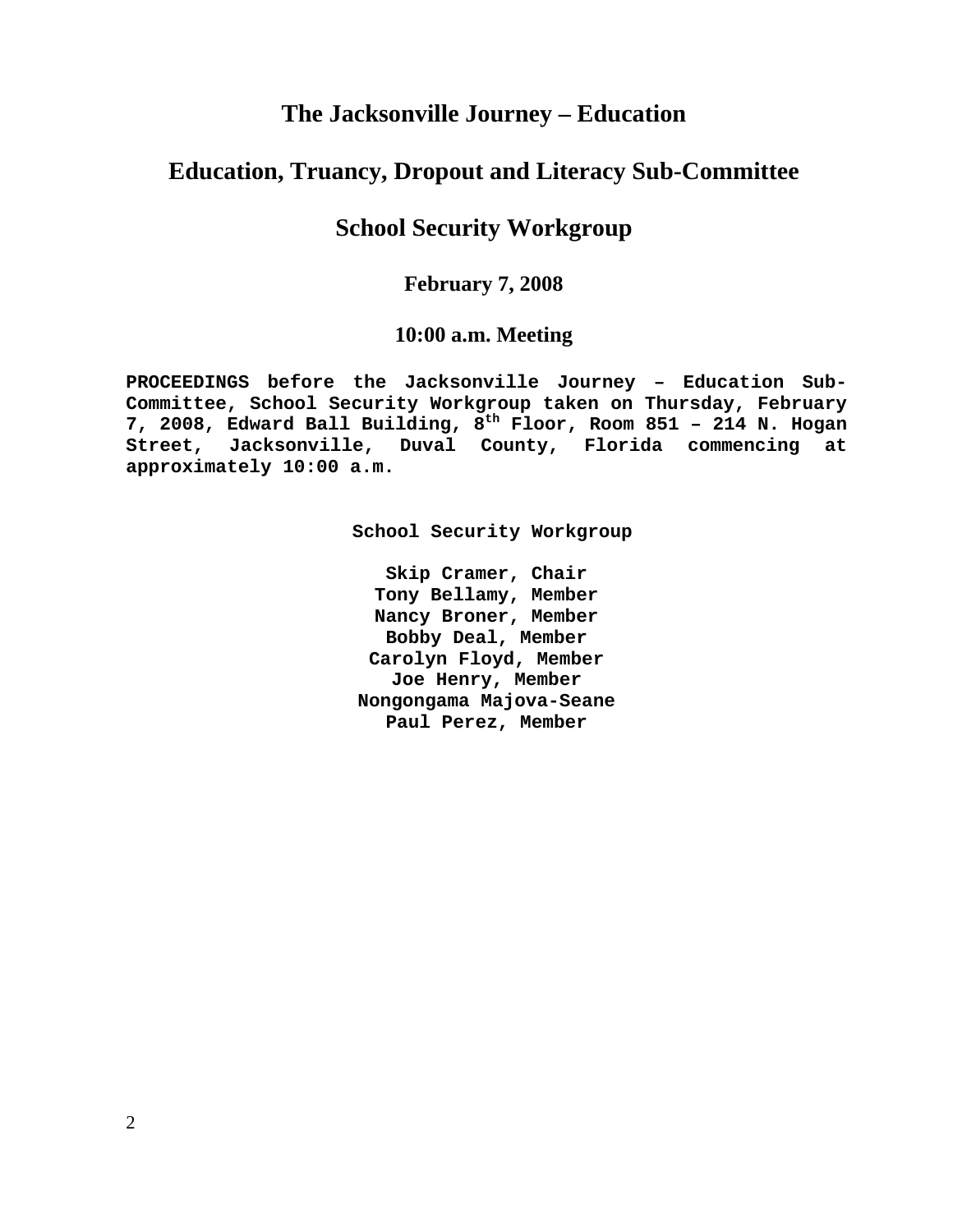# The Jacksonville Journey – Education

## Education, Truancy, Dropout and Literacy Sub-Committee

## School Security Workgroup

### February 7, 2008

### 10:00 a.m. Meeting

**PROCEEDINGS before the Jacksonville Journey – Education Sub-Committee, School Security Workgroup taken on Thursday, February 7, 2008, Edward Ball Building, 8th Floor, Room 851 – 214 N. Hogan Street, Jacksonville, Duval County, Florida commencing at approximately 10:00 a.m.**

**School Security Workgroup**

**Skip Cramer, Chair**
**Tony Bellamy, Member**
**Nancy Broner, Member**
**Bobby Deal, Member**
**Carolyn Floyd, Member**
**Joe Henry, Member**
**Nongongama Majova-Seane**
**Paul Perez, Member**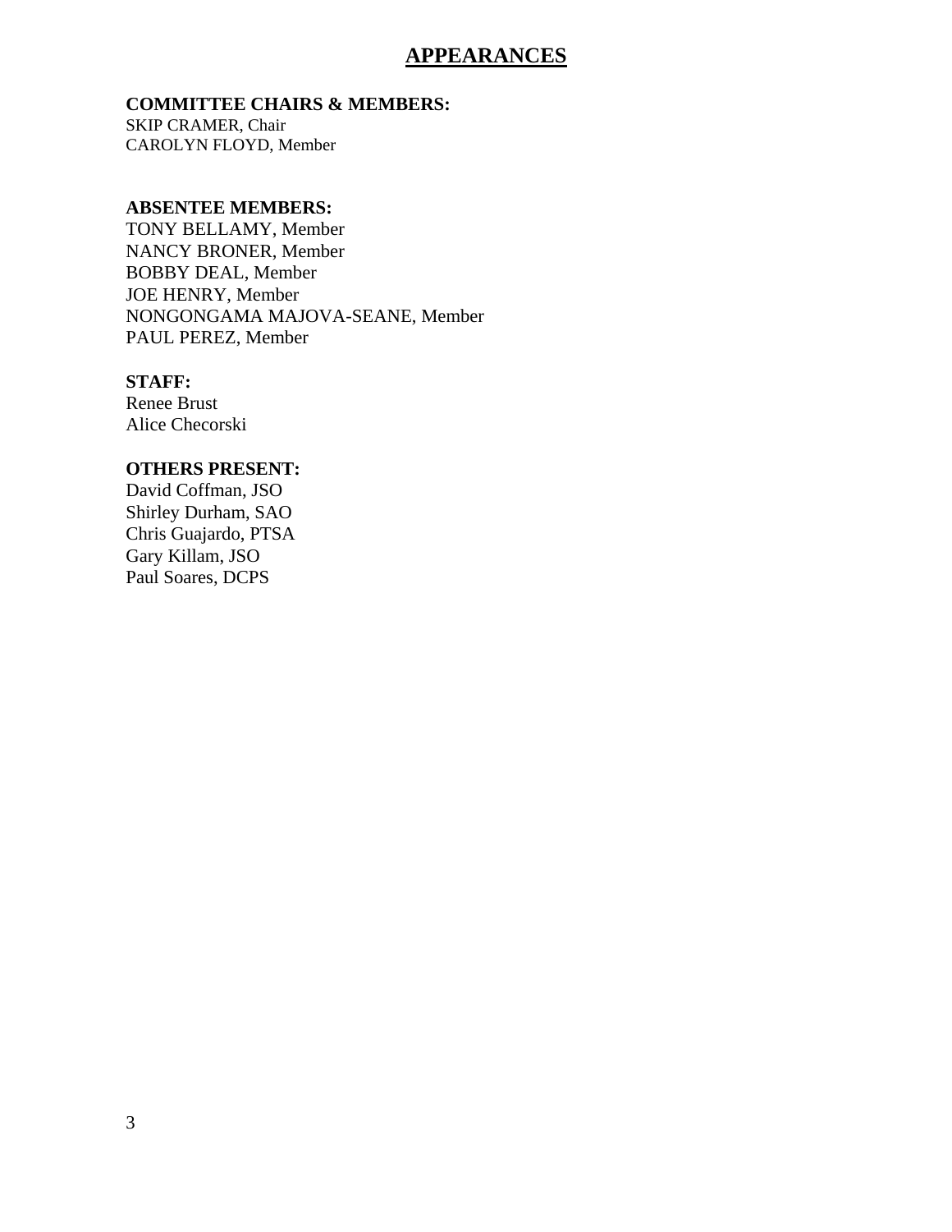# APPEARANCES

**COMMITTEE CHAIRS & MEMBERS:**
SKIP CRAMER, Chair
CAROLYN FLOYD, Member

**ABSENTEE MEMBERS:**
TONY BELLAMY, Member
NANCY BRONER, Member
BOBBY DEAL, Member
JOE HENRY, Member
NONGONGAMA MAJOVA-SEANE, Member
PAUL PEREZ, Member

**STAFF:**
Renee Brust
Alice Checorski

**OTHERS PRESENT:**
David Coffman, JSO
Shirley Durham, SAO
Chris Guajardo, PTSA
Gary Killam, JSO
Paul Soares, DCPS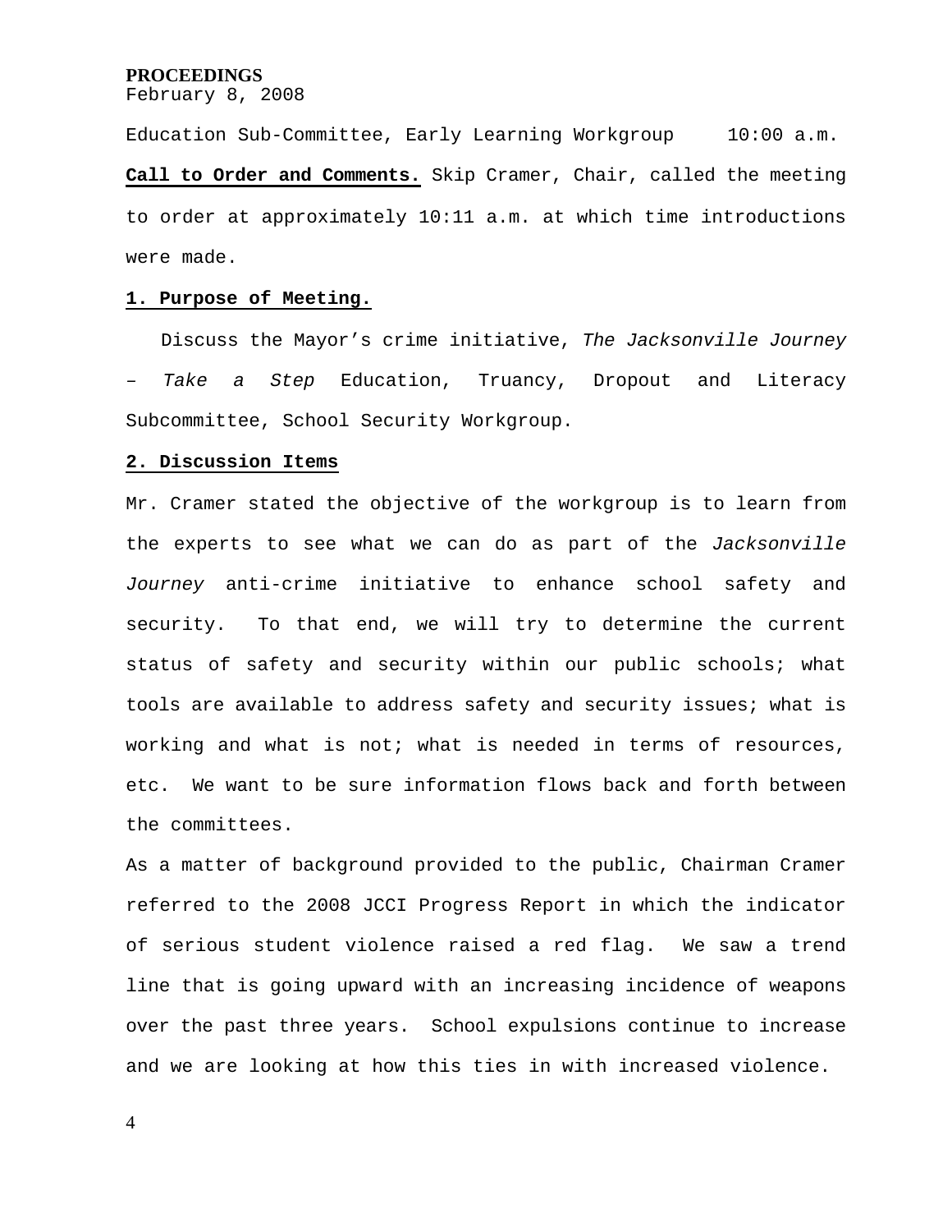**PROCEEDINGS**
February 8, 2008

Education Sub-Committee, Early Learning Workgroup 10:00 a.m.

**Call to Order and Comments.** Skip Cramer, Chair, called the meeting to order at approximately 10:11 a.m. at which time introductions were made.

**1. Purpose of Meeting.**

Discuss the Mayor’s crime initiative, *The Jacksonville Journey – Take a Step* Education, Truancy, Dropout and Literacy Subcommittee, School Security Workgroup.

**2. Discussion Items**

Mr. Cramer stated the objective of the workgroup is to learn from the experts to see what we can do as part of the *Jacksonville Journey* anti-crime initiative to enhance school safety and security. To that end, we will try to determine the current status of safety and security within our public schools; what tools are available to address safety and security issues; what is working and what is not; what is needed in terms of resources, etc. We want to be sure information flows back and forth between the committees.

As a matter of background provided to the public, Chairman Cramer referred to the 2008 JCCI Progress Report in which the indicator of serious student violence raised a red flag. We saw a trend line that is going upward with an increasing incidence of weapons over the past three years. School expulsions continue to increase and we are looking at how this ties in with increased violence.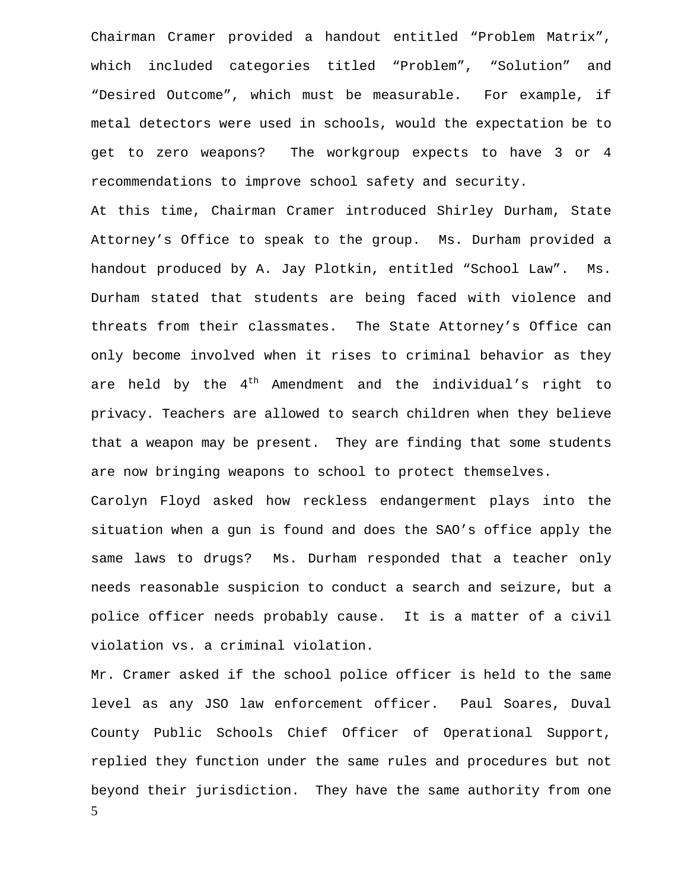Chairman Cramer provided a handout entitled “Problem Matrix”, which included categories titled “Problem”, “Solution” and “Desired Outcome”, which must be measurable. For example, if metal detectors were used in schools, would the expectation be to get to zero weapons? The workgroup expects to have 3 or 4 recommendations to improve school safety and security.

At this time, Chairman Cramer introduced Shirley Durham, State Attorney’s Office to speak to the group. Ms. Durham provided a handout produced by A. Jay Plotkin, entitled “School Law”. Ms. Durham stated that students are being faced with violence and threats from their classmates. The State Attorney’s Office can only become involved when it rises to criminal behavior as they are held by the 4th Amendment and the individual’s right to privacy. Teachers are allowed to search children when they believe that a weapon may be present. They are finding that some students are now bringing weapons to school to protect themselves.

Carolyn Floyd asked how reckless endangerment plays into the situation when a gun is found and does the SAO’s office apply the same laws to drugs? Ms. Durham responded that a teacher only needs reasonable suspicion to conduct a search and seizure, but a police officer needs probably cause. It is a matter of a civil violation vs. a criminal violation.

Mr. Cramer asked if the school police officer is held to the same level as any JSO law enforcement officer. Paul Soares, Duval County Public Schools Chief Officer of Operational Support, replied they function under the same rules and procedures but not beyond their jurisdiction. They have the same authority from one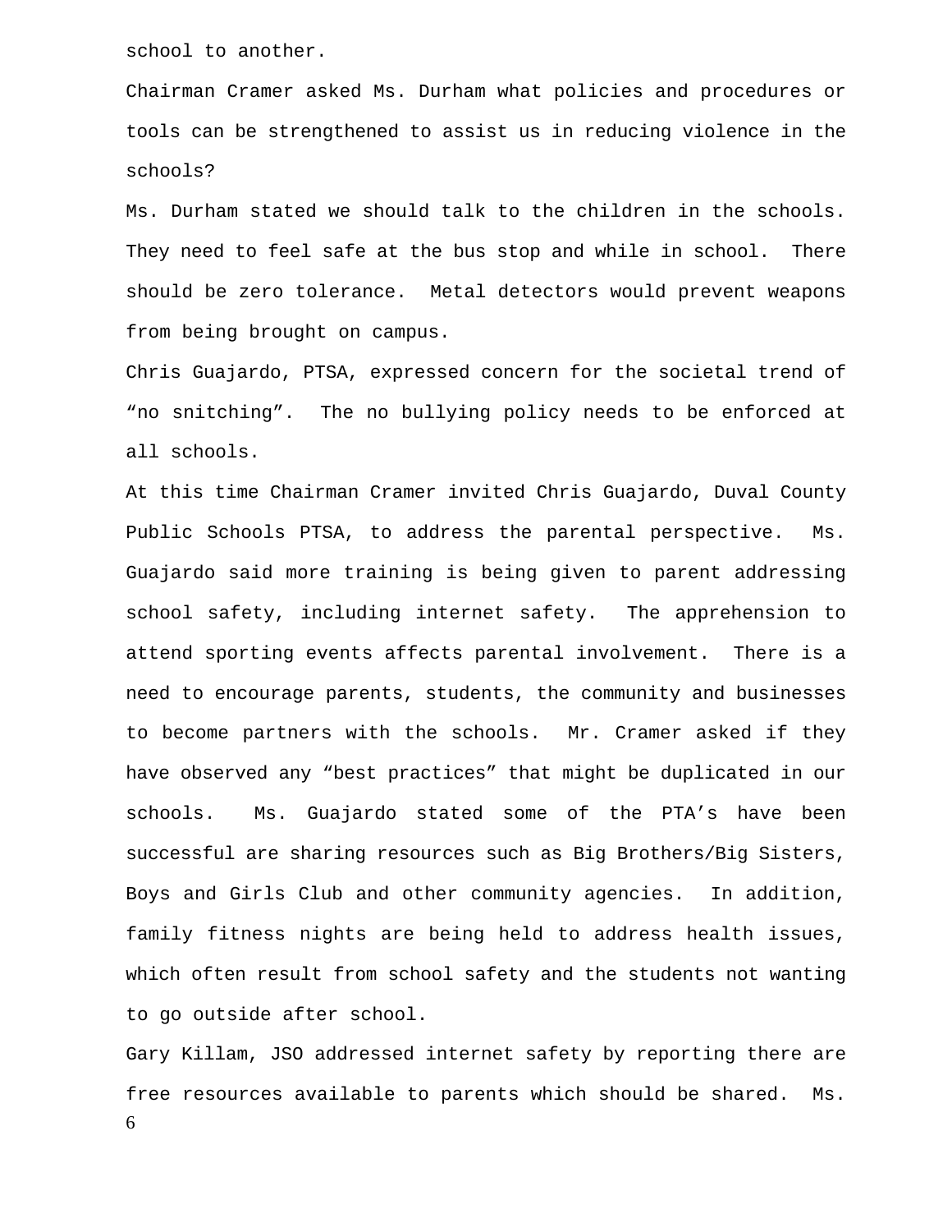school to another.

Chairman Cramer asked Ms. Durham what policies and procedures or tools can be strengthened to assist us in reducing violence in the schools?

Ms. Durham stated we should talk to the children in the schools. They need to feel safe at the bus stop and while in school. There should be zero tolerance. Metal detectors would prevent weapons from being brought on campus.

Chris Guajardo, PTSA, expressed concern for the societal trend of "no snitching". The no bullying policy needs to be enforced at all schools.

At this time Chairman Cramer invited Chris Guajardo, Duval County Public Schools PTSA, to address the parental perspective. Ms. Guajardo said more training is being given to parent addressing school safety, including internet safety. The apprehension to attend sporting events affects parental involvement. There is a need to encourage parents, students, the community and businesses to become partners with the schools. Mr. Cramer asked if they have observed any "best practices" that might be duplicated in our schools. Ms. Guajardo stated some of the PTA's have been successful are sharing resources such as Big Brothers/Big Sisters, Boys and Girls Club and other community agencies. In addition, family fitness nights are being held to address health issues, which often result from school safety and the students not wanting to go outside after school.

Gary Killam, JSO addressed internet safety by reporting there are free resources available to parents which should be shared. Ms.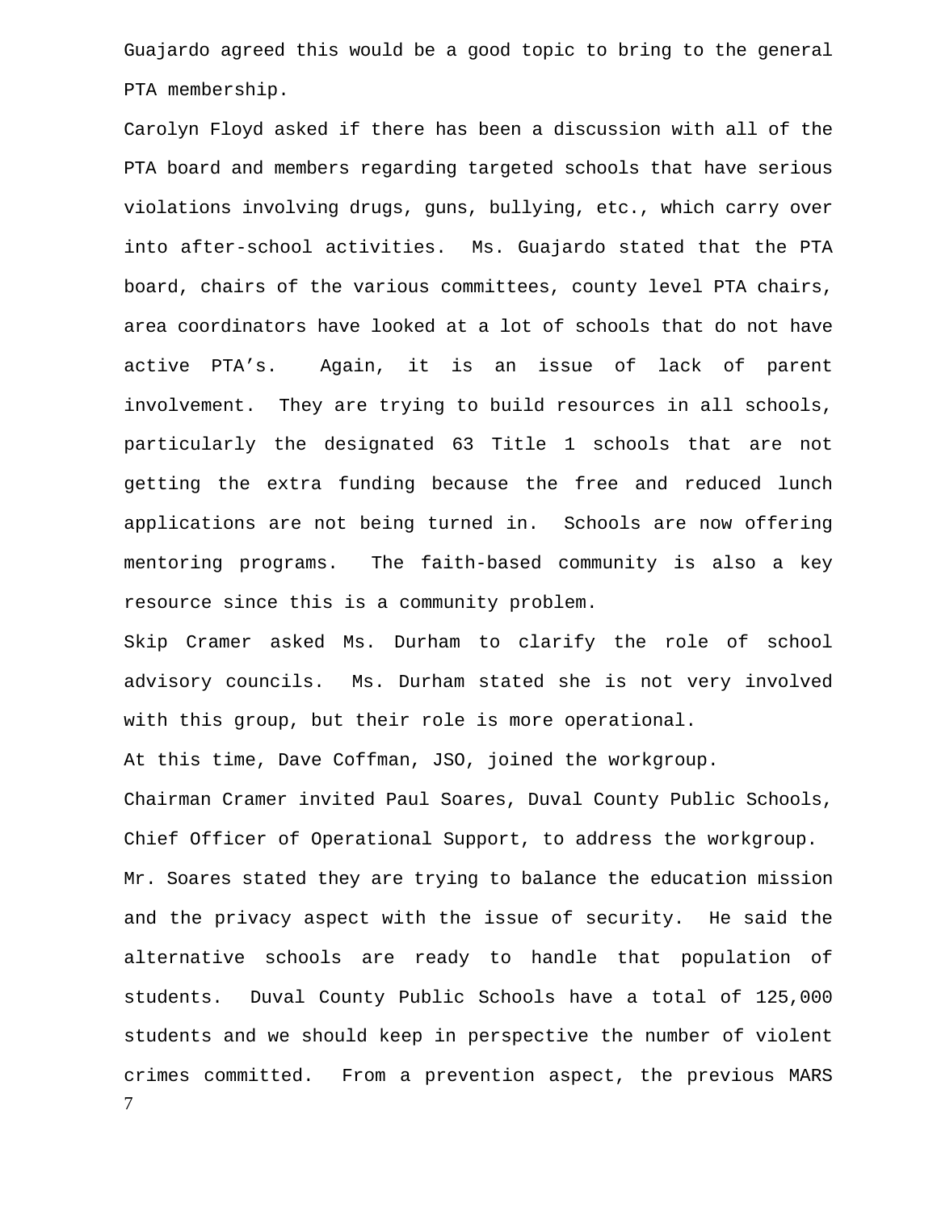Guajardo agreed this would be a good topic to bring to the general PTA membership.

Carolyn Floyd asked if there has been a discussion with all of the PTA board and members regarding targeted schools that have serious violations involving drugs, guns, bullying, etc., which carry over into after-school activities. Ms. Guajardo stated that the PTA board, chairs of the various committees, county level PTA chairs, area coordinators have looked at a lot of schools that do not have active PTA's. Again, it is an issue of lack of parent involvement. They are trying to build resources in all schools, particularly the designated 63 Title 1 schools that are not getting the extra funding because the free and reduced lunch applications are not being turned in. Schools are now offering mentoring programs. The faith-based community is also a key resource since this is a community problem.

Skip Cramer asked Ms. Durham to clarify the role of school advisory councils. Ms. Durham stated she is not very involved with this group, but their role is more operational.

At this time, Dave Coffman, JSO, joined the workgroup.

Chairman Cramer invited Paul Soares, Duval County Public Schools, Chief Officer of Operational Support, to address the workgroup.

Mr. Soares stated they are trying to balance the education mission and the privacy aspect with the issue of security. He said the alternative schools are ready to handle that population of students. Duval County Public Schools have a total of 125,000 students and we should keep in perspective the number of violent crimes committed. From a prevention aspect, the previous MARS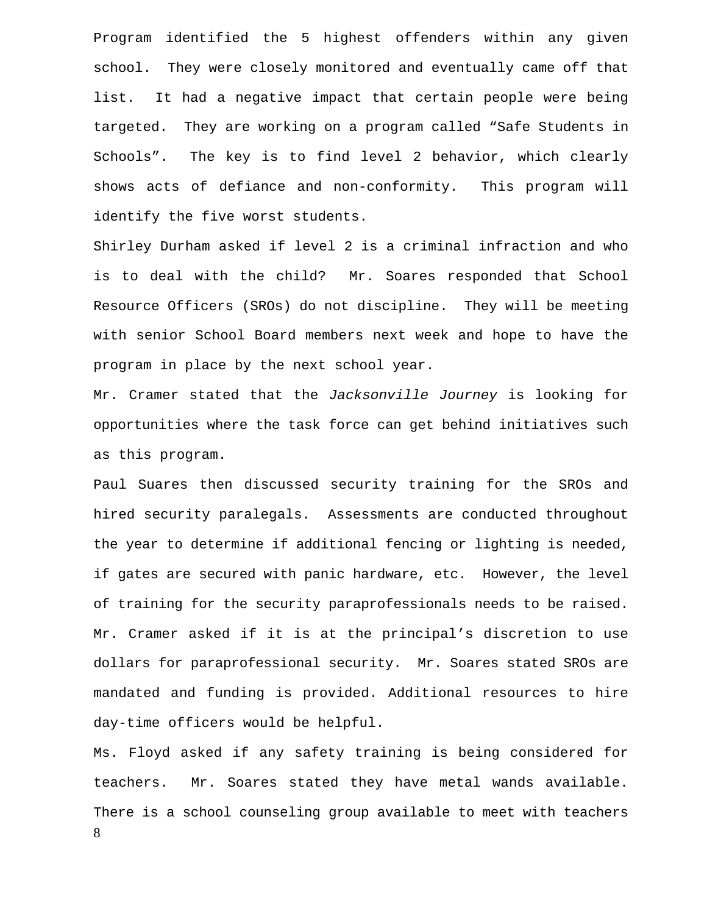Program identified the 5 highest offenders within any given school. They were closely monitored and eventually came off that list. It had a negative impact that certain people were being targeted. They are working on a program called "Safe Students in Schools". The key is to find level 2 behavior, which clearly shows acts of defiance and non-conformity. This program will identify the five worst students.

Shirley Durham asked if level 2 is a criminal infraction and who is to deal with the child? Mr. Soares responded that School Resource Officers (SROs) do not discipline. They will be meeting with senior School Board members next week and hope to have the program in place by the next school year.

Mr. Cramer stated that the *Jacksonville Journey* is looking for opportunities where the task force can get behind initiatives such as this program.

Paul Suares then discussed security training for the SROs and hired security paralegals. Assessments are conducted throughout the year to determine if additional fencing or lighting is needed, if gates are secured with panic hardware, etc. However, the level of training for the security paraprofessionals needs to be raised. Mr. Cramer asked if it is at the principal's discretion to use dollars for paraprofessional security. Mr. Soares stated SROs are mandated and funding is provided. Additional resources to hire day-time officers would be helpful.

Ms. Floyd asked if any safety training is being considered for teachers. Mr. Soares stated they have metal wands available. There is a school counseling group available to meet with teachers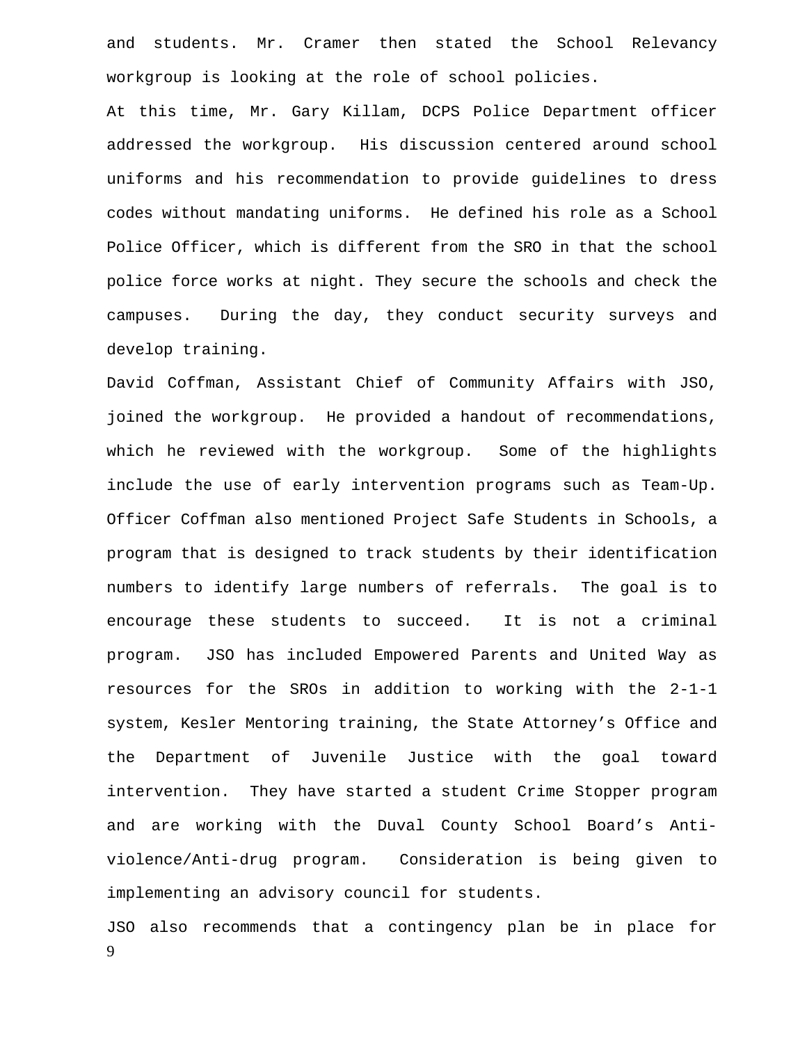and students. Mr. Cramer then stated the School Relevancy workgroup is looking at the role of school policies.

At this time, Mr. Gary Killam, DCPS Police Department officer addressed the workgroup. His discussion centered around school uniforms and his recommendation to provide guidelines to dress codes without mandating uniforms. He defined his role as a School Police Officer, which is different from the SRO in that the school police force works at night. They secure the schools and check the campuses. During the day, they conduct security surveys and develop training.

David Coffman, Assistant Chief of Community Affairs with JSO, joined the workgroup. He provided a handout of recommendations, which he reviewed with the workgroup. Some of the highlights include the use of early intervention programs such as Team-Up. Officer Coffman also mentioned Project Safe Students in Schools, a program that is designed to track students by their identification numbers to identify large numbers of referrals. The goal is to encourage these students to succeed. It is not a criminal program. JSO has included Empowered Parents and United Way as resources for the SROs in addition to working with the 2-1-1 system, Kesler Mentoring training, the State Attorney's Office and the Department of Juvenile Justice with the goal toward intervention. They have started a student Crime Stopper program and are working with the Duval County School Board's Anti-violence/Anti-drug program. Consideration is being given to implementing an advisory council for students.

JSO also recommends that a contingency plan be in place for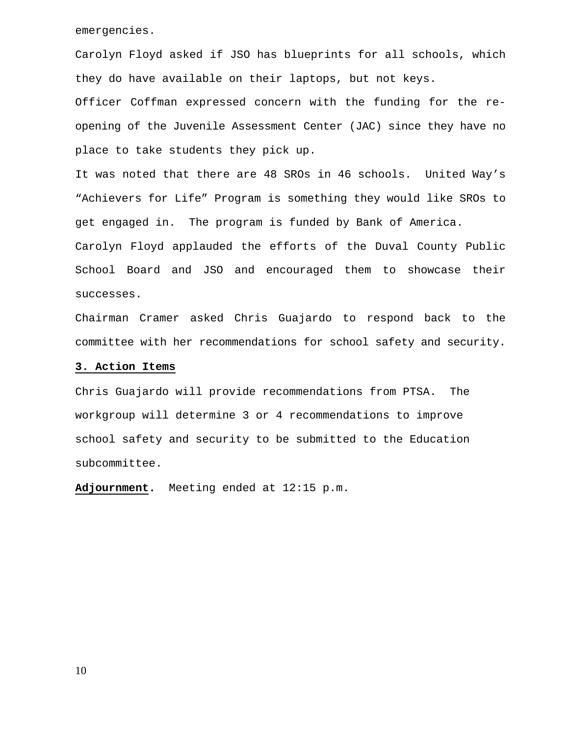emergencies.

Carolyn Floyd asked if JSO has blueprints for all schools, which they do have available on their laptops, but not keys.

Officer Coffman expressed concern with the funding for the re-opening of the Juvenile Assessment Center (JAC) since they have no place to take students they pick up.

It was noted that there are 48 SROs in 46 schools. United Way's "Achievers for Life" Program is something they would like SROs to get engaged in. The program is funded by Bank of America.

Carolyn Floyd applauded the efforts of the Duval County Public School Board and JSO and encouraged them to showcase their successes.

Chairman Cramer asked Chris Guajardo to respond back to the committee with her recommendations for school safety and security.

**3. Action Items**

Chris Guajardo will provide recommendations from PTSA. The workgroup will determine 3 or 4 recommendations to improve school safety and security to be submitted to the Education subcommittee.

**Adjournment.** Meeting ended at 12:15 p.m.